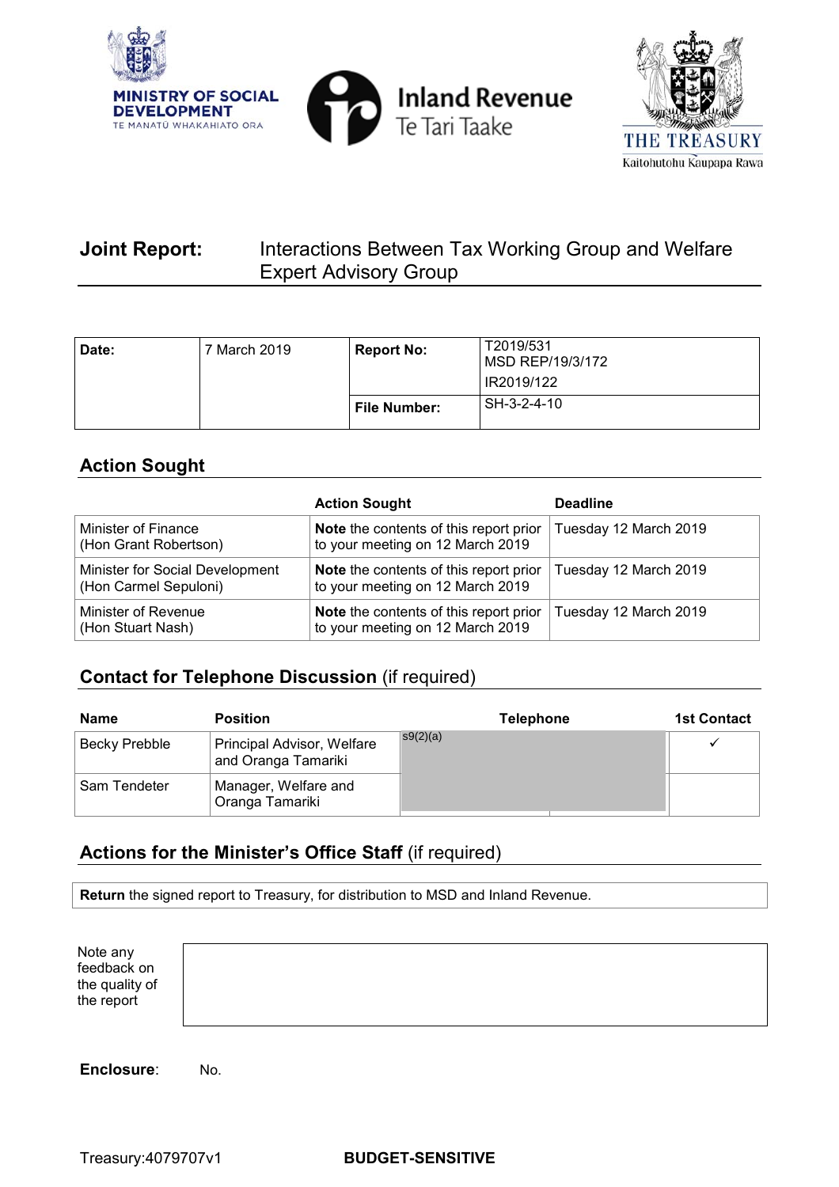MINISTRY OF SOCIAL DEVELOPMENT
TE MANATŪ WHAKAHIATO ORA

Inland Revenue
Te Tari Taake

THE TREASURY
Kaitohutohu Kaupapa Rawa

# Joint Report: Interactions Between Tax Working Group and Welfare Expert Advisory Group

| **Date:** | 7 March 2019 | **Report No:** | T2019/531<br>MSD REP/19/3/172<br>IR2019/122 |
|---|---|---|---|
| | | **File Number:** | SH-3-2-4-10 |

## Action Sought

| | Action Sought | Deadline |
|---|---|---|
| Minister of Finance<br>(Hon Grant Robertson) | **Note** the contents of this report prior to your meeting on 12 March 2019 | Tuesday 12 March 2019 |
| Minister for Social Development<br>(Hon Carmel Sepuloni) | **Note** the contents of this report prior to your meeting on 12 March 2019 | Tuesday 12 March 2019 |
| Minister of Revenue<br>(Hon Stuart Nash) | **Note** the contents of this report prior to your meeting on 12 March 2019 | Tuesday 12 March 2019 |

## Contact for Telephone Discussion (if required)

| Name | Position | Telephone | | 1st Contact |
|---|---|---|---|---|
| Becky Prebble | Principal Advisor, Welfare and Oranga Tamariki | s9(2)(a) | | ✓ |
| Sam Tendeter | Manager, Welfare and Oranga Tamariki | | | |

## Actions for the Minister's Office Staff (if required)

**Return** the signed report to Treasury, for distribution to MSD and Inland Revenue.

Note any feedback on the quality of the report

**Enclosure**: No.

Treasury:4079707v1

**BUDGET-SENSITIVE**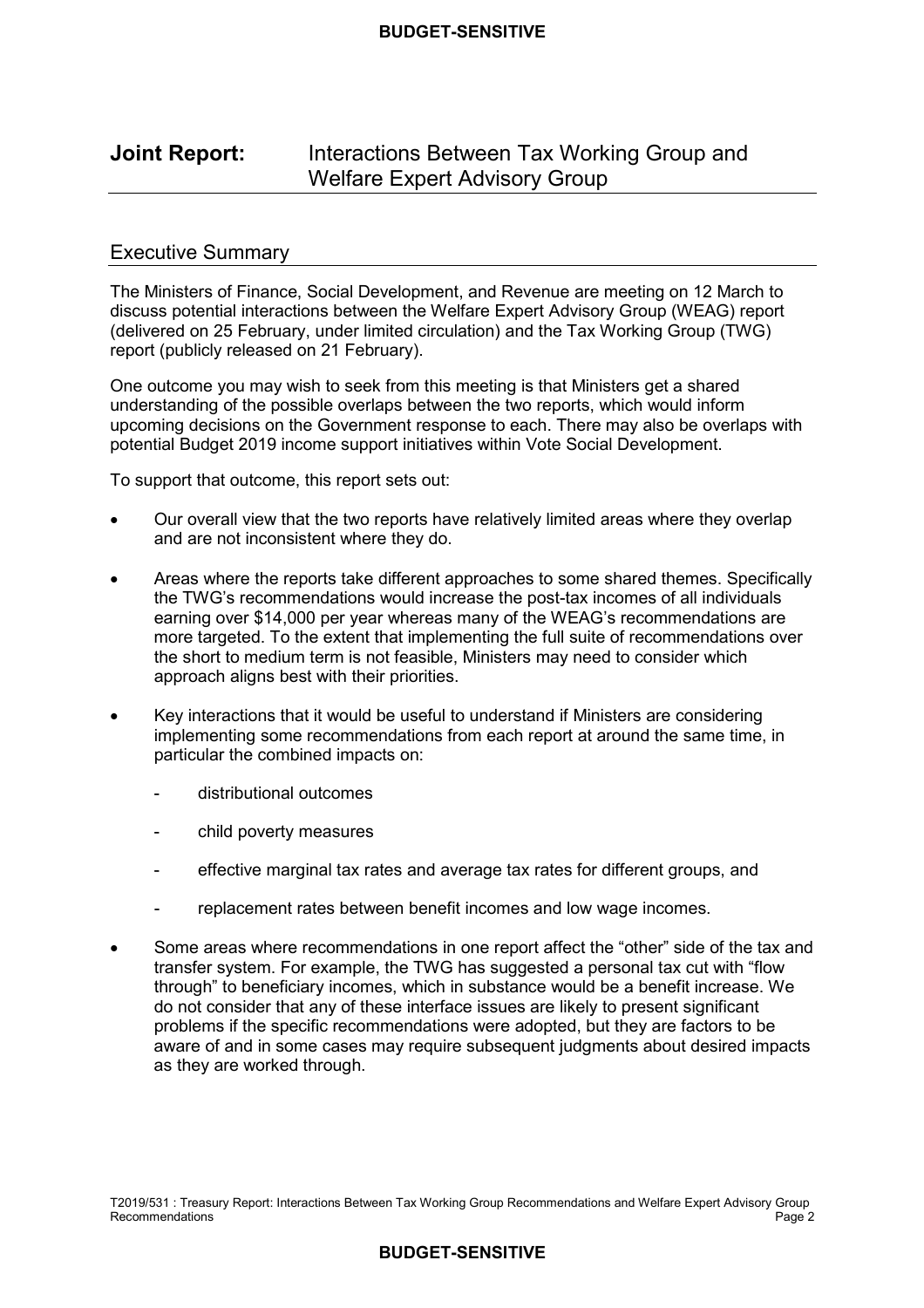# Joint Report: Interactions Between Tax Working Group and Welfare Expert Advisory Group

## Executive Summary

The Ministers of Finance, Social Development, and Revenue are meeting on 12 March to discuss potential interactions between the Welfare Expert Advisory Group (WEAG) report (delivered on 25 February, under limited circulation) and the Tax Working Group (TWG) report (publicly released on 21 February).

One outcome you may wish to seek from this meeting is that Ministers get a shared understanding of the possible overlaps between the two reports, which would inform upcoming decisions on the Government response to each. There may also be overlaps with potential Budget 2019 income support initiatives within Vote Social Development.

To support that outcome, this report sets out:

- Our overall view that the two reports have relatively limited areas where they overlap and are not inconsistent where they do.
- Areas where the reports take different approaches to some shared themes. Specifically the TWG's recommendations would increase the post-tax incomes of all individuals earning over $14,000 per year whereas many of the WEAG's recommendations are more targeted. To the extent that implementing the full suite of recommendations over the short to medium term is not feasible, Ministers may need to consider which approach aligns best with their priorities.
- Key interactions that it would be useful to understand if Ministers are considering implementing some recommendations from each report at around the same time, in particular the combined impacts on:
  - distributional outcomes
  - child poverty measures
  - effective marginal tax rates and average tax rates for different groups, and
  - replacement rates between benefit incomes and low wage incomes.
- Some areas where recommendations in one report affect the "other" side of the tax and transfer system. For example, the TWG has suggested a personal tax cut with "flow through" to beneficiary incomes, which in substance would be a benefit increase. We do not consider that any of these interface issues are likely to present significant problems if the specific recommendations were adopted, but they are factors to be aware of and in some cases may require subsequent judgments about desired impacts as they are worked through.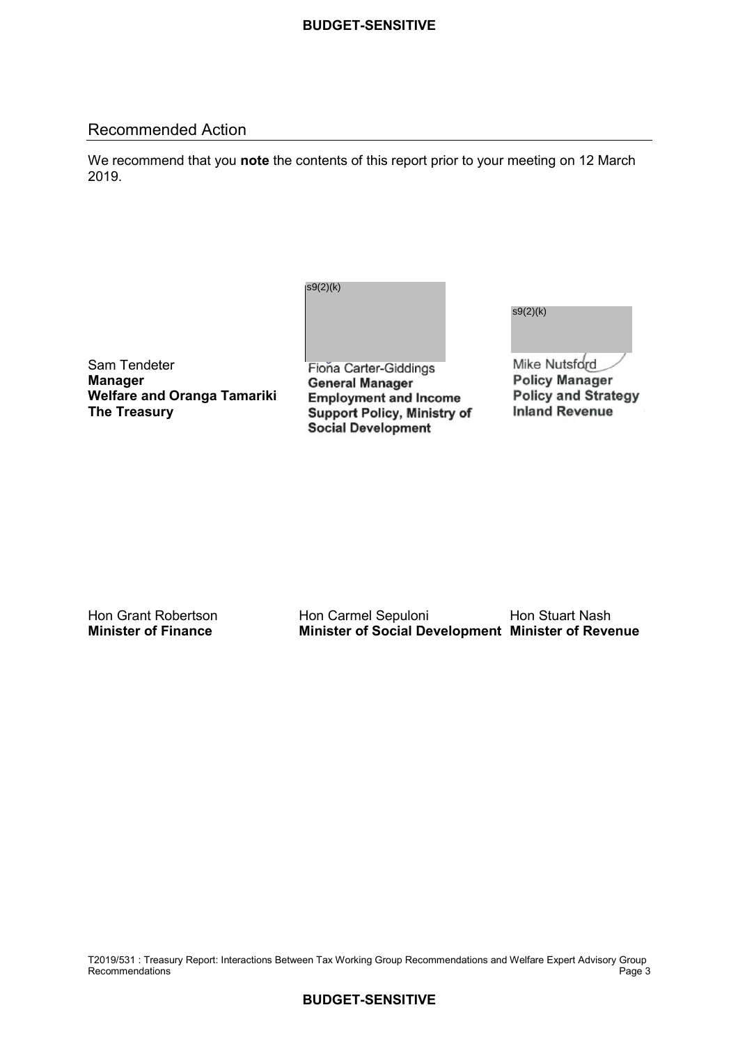## Recommended Action

We recommend that you **note** the contents of this report prior to your meeting on 12 March 2019.

s9(2)(k)

s9(2)(k)

| Sam Tendeter<br>**Manager**<br>**Welfare and Oranga Tamariki**<br>**The Treasury** | Fiona Carter-Giddings<br>**General Manager**<br>**Employment and Income Support Policy, Ministry of Social Development** | Mike Nutsford<br>**Policy Manager**<br>**Policy and Strategy**<br>**Inland Revenue** |
|---|---|---|

| Hon Grant Robertson<br>**Minister of Finance** | Hon Carmel Sepuloni<br>**Minister of Social Development** | Hon Stuart Nash<br>**Minister of Revenue** |
|---|---|---|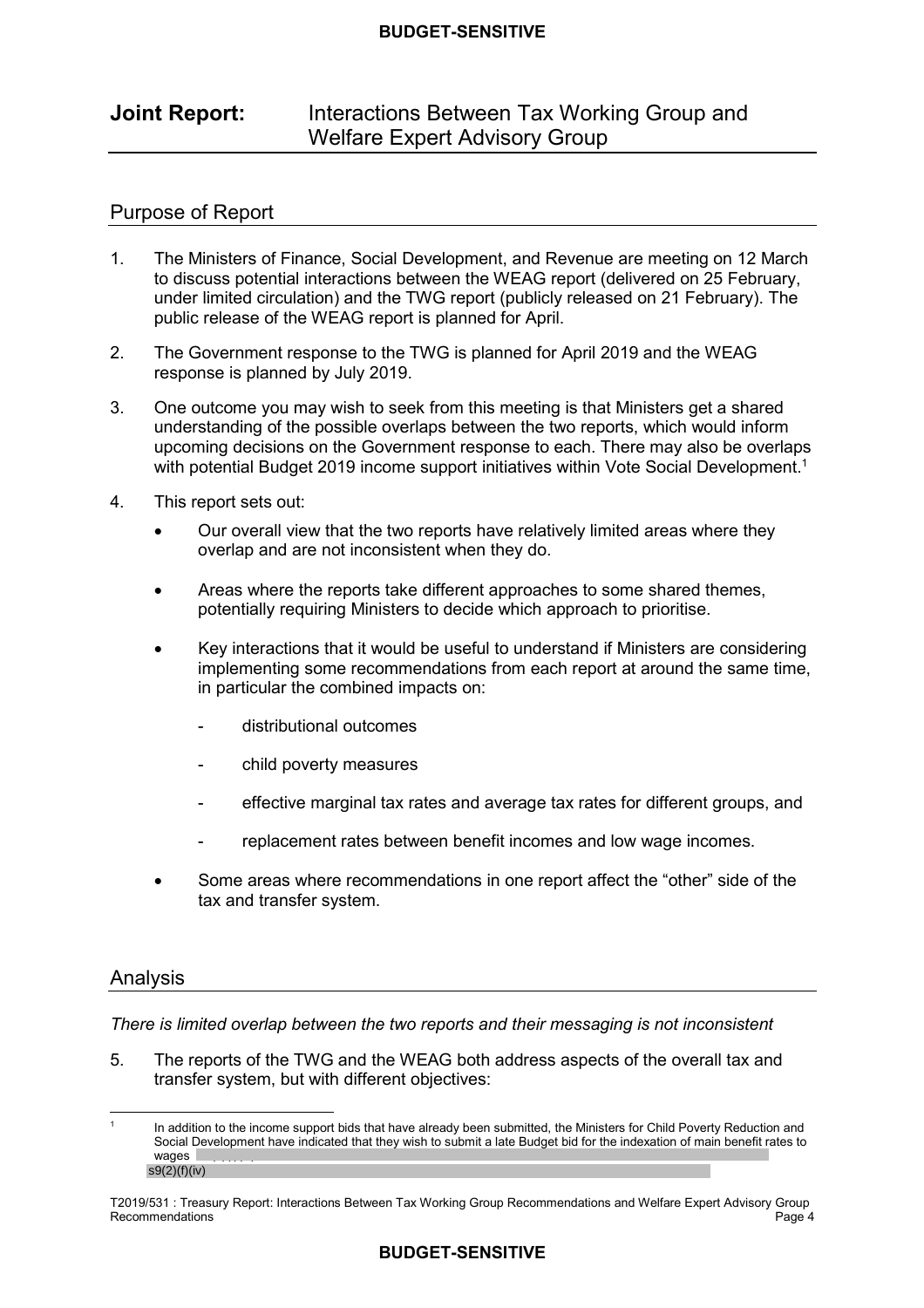## Joint Report: Interactions Between Tax Working Group and Welfare Expert Advisory Group

### Purpose of Report

1. The Ministers of Finance, Social Development, and Revenue are meeting on 12 March to discuss potential interactions between the WEAG report (delivered on 25 February, under limited circulation) and the TWG report (publicly released on 21 February). The public release of the WEAG report is planned for April.

2. The Government response to the TWG is planned for April 2019 and the WEAG response is planned by July 2019.

3. One outcome you may wish to seek from this meeting is that Ministers get a shared understanding of the possible overlaps between the two reports, which would inform upcoming decisions on the Government response to each. There may also be overlaps with potential Budget 2019 income support initiatives within Vote Social Development.[1]

4. This report sets out:

   - Our overall view that the two reports have relatively limited areas where they overlap and are not inconsistent when they do.

   - Areas where the reports take different approaches to some shared themes, potentially requiring Ministers to decide which approach to prioritise.

   - Key interactions that it would be useful to understand if Ministers are considering implementing some recommendations from each report at around the same time, in particular the combined impacts on:

     - distributional outcomes

     - child poverty measures

     - effective marginal tax rates and average tax rates for different groups, and

     - replacement rates between benefit incomes and low wage incomes.

   - Some areas where recommendations in one report affect the "other" side of the tax and transfer system.

### Analysis

*There is limited overlap between the two reports and their messaging is not inconsistent*

5. The reports of the TWG and the WEAG both address aspects of the overall tax and transfer system, but with different objectives:

[1] In addition to the income support bids that have already been submitted, the Ministers for Child Poverty Reduction and Social Development have indicated that they wish to submit a late Budget bid for the indexation of main benefit rates to wages
s9(2)(f)(iv)

T2019/531 : Treasury Report: Interactions Between Tax Working Group Recommendations and Welfare Expert Advisory Group Recommendations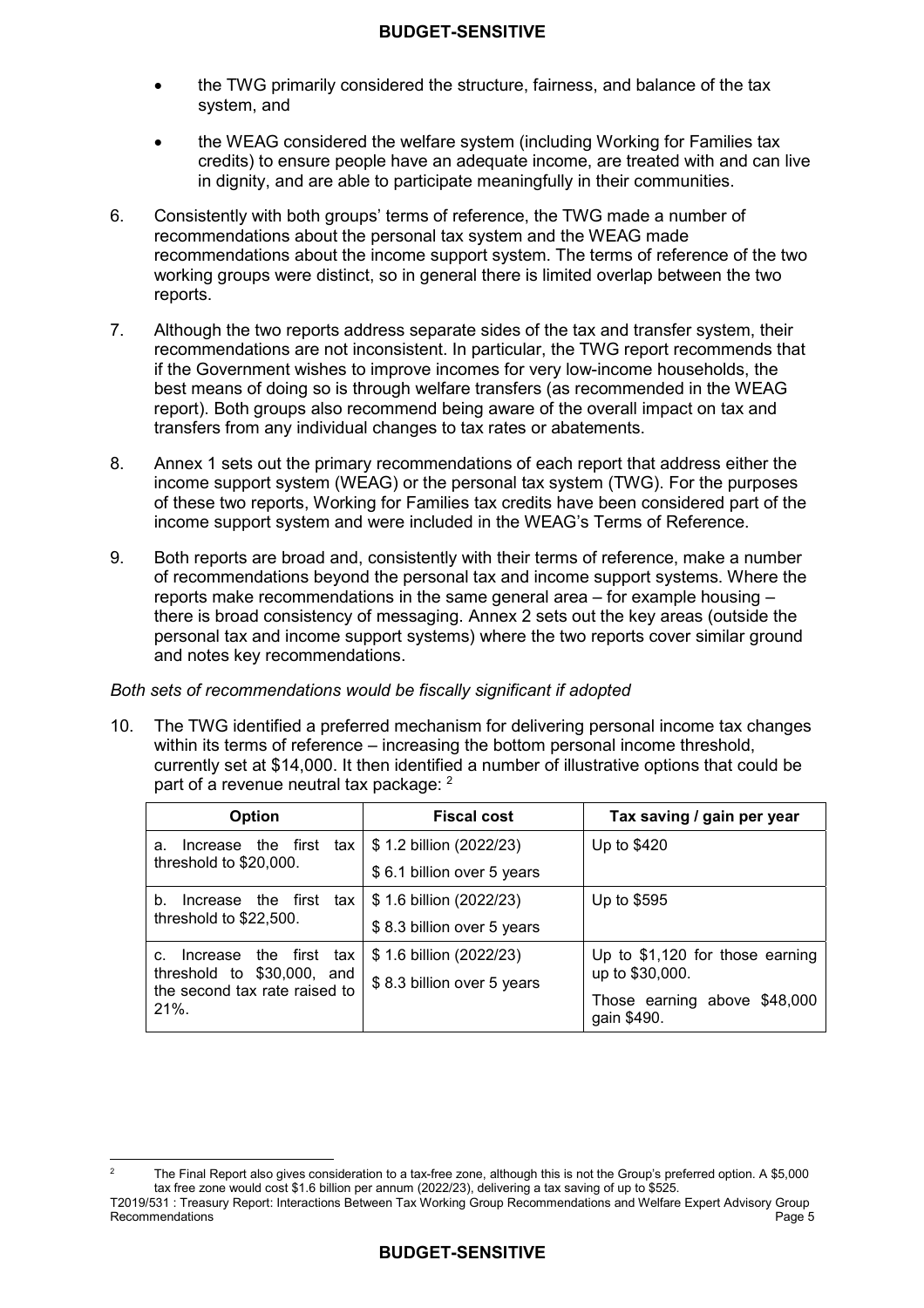- the TWG primarily considered the structure, fairness, and balance of the tax system, and

- the WEAG considered the welfare system (including Working for Families tax credits) to ensure people have an adequate income, are treated with and can live in dignity, and are able to participate meaningfully in their communities.

6. Consistently with both groups' terms of reference, the TWG made a number of recommendations about the personal tax system and the WEAG made recommendations about the income support system. The terms of reference of the two working groups were distinct, so in general there is limited overlap between the two reports.

7. Although the two reports address separate sides of the tax and transfer system, their recommendations are not inconsistent. In particular, the TWG report recommends that if the Government wishes to improve incomes for very low-income households, the best means of doing so is through welfare transfers (as recommended in the WEAG report). Both groups also recommend being aware of the overall impact on tax and transfers from any individual changes to tax rates or abatements.

8. Annex 1 sets out the primary recommendations of each report that address either the income support system (WEAG) or the personal tax system (TWG). For the purposes of these two reports, Working for Families tax credits have been considered part of the income support system and were included in the WEAG's Terms of Reference.

9. Both reports are broad and, consistently with their terms of reference, make a number of recommendations beyond the personal tax and income support systems. Where the reports make recommendations in the same general area – for example housing – there is broad consistency of messaging. Annex 2 sets out the key areas (outside the personal tax and income support systems) where the two reports cover similar ground and notes key recommendations.

*Both sets of recommendations would be fiscally significant if adopted*

10. The TWG identified a preferred mechanism for delivering personal income tax changes within its terms of reference – increasing the bottom personal income threshold, currently set at $14,000. It then identified a number of illustrative options that could be part of a revenue neutral tax package: [2]

| Option | Fiscal cost | Tax saving / gain per year |
|---|---|---|
| a. Increase the first tax threshold to $20,000. | $ 1.2 billion (2022/23)<br>$ 6.1 billion over 5 years | Up to $420 |
| b. Increase the first tax threshold to $22,500. | $ 1.6 billion (2022/23)<br>$ 8.3 billion over 5 years | Up to $595 |
| c. Increase the first tax threshold to $30,000, and the second tax rate raised to 21%. | $ 1.6 billion (2022/23)<br>$ 8.3 billion over 5 years | Up to $1,120 for those earning up to $30,000.<br>Those earning above $48,000 gain $490. |

[2] The Final Report also gives consideration to a tax-free zone, although this is not the Group's preferred option. A $5,000 tax free zone would cost $1.6 billion per annum (2022/23), delivering a tax saving of up to $525.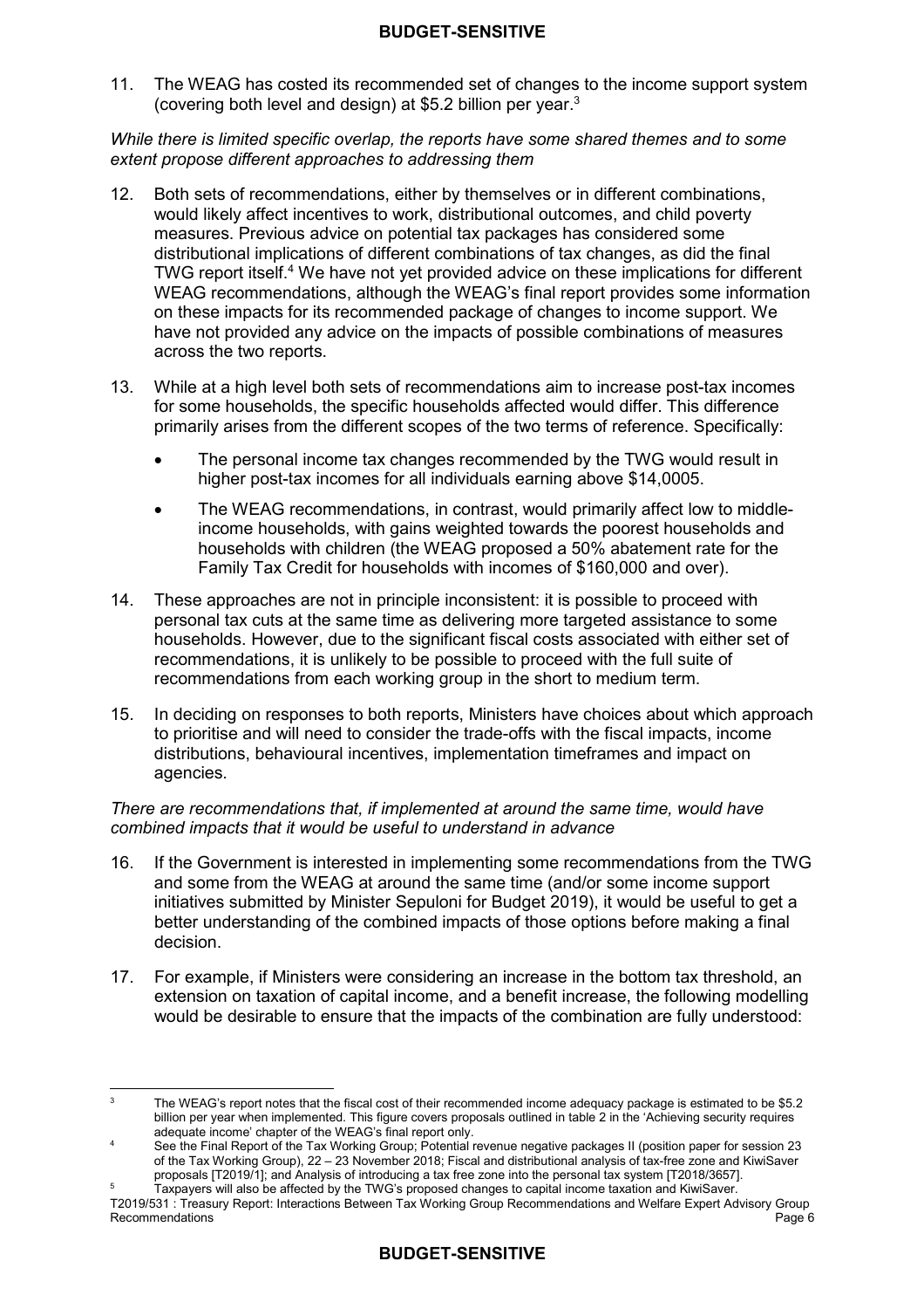11. The WEAG has costed its recommended set of changes to the income support system (covering both level and design) at $5.2 billion per year.[3]

*While there is limited specific overlap, the reports have some shared themes and to some extent propose different approaches to addressing them*

12. Both sets of recommendations, either by themselves or in different combinations, would likely affect incentives to work, distributional outcomes, and child poverty measures. Previous advice on potential tax packages has considered some distributional implications of different combinations of tax changes, as did the final TWG report itself.[4] We have not yet provided advice on these implications for different WEAG recommendations, although the WEAG's final report provides some information on these impacts for its recommended package of changes to income support. We have not provided any advice on the impacts of possible combinations of measures across the two reports.

13. While at a high level both sets of recommendations aim to increase post-tax incomes for some households, the specific households affected would differ. This difference primarily arises from the different scopes of the two terms of reference. Specifically:

    - The personal income tax changes recommended by the TWG would result in higher post-tax incomes for all individuals earning above $14,000[5].
    - The WEAG recommendations, in contrast, would primarily affect low to middle-income households, with gains weighted towards the poorest households and households with children (the WEAG proposed a 50% abatement rate for the Family Tax Credit for households with incomes of $160,000 and over).

14. These approaches are not in principle inconsistent: it is possible to proceed with personal tax cuts at the same time as delivering more targeted assistance to some households. However, due to the significant fiscal costs associated with either set of recommendations, it is unlikely to be possible to proceed with the full suite of recommendations from each working group in the short to medium term.

15. In deciding on responses to both reports, Ministers have choices about which approach to prioritise and will need to consider the trade-offs with the fiscal impacts, income distributions, behavioural incentives, implementation timeframes and impact on agencies.

*There are recommendations that, if implemented at around the same time, would have combined impacts that it would be useful to understand in advance*

16. If the Government is interested in implementing some recommendations from the TWG and some from the WEAG at around the same time (and/or some income support initiatives submitted by Minister Sepuloni for Budget 2019), it would be useful to get a better understanding of the combined impacts of those options before making a final decision.

17. For example, if Ministers were considering an increase in the bottom tax threshold, an extension on taxation of capital income, and a benefit increase, the following modelling would be desirable to ensure that the impacts of the combination are fully understood:

---

[3] The WEAG's report notes that the fiscal cost of their recommended income adequacy package is estimated to be $5.2 billion per year when implemented. This figure covers proposals outlined in table 2 in the 'Achieving security requires adequate income' chapter of the WEAG's final report only.

[4] See the Final Report of the Tax Working Group; Potential revenue negative packages II (position paper for session 23 of the Tax Working Group), 22 – 23 November 2018; Fiscal and distributional analysis of tax-free zone and KiwiSaver proposals [T2019/1]; and Analysis of introducing a tax free zone into the personal tax system [T2018/3657].

[5] Taxpayers will also be affected by the TWG's proposed changes to capital income taxation and KiwiSaver.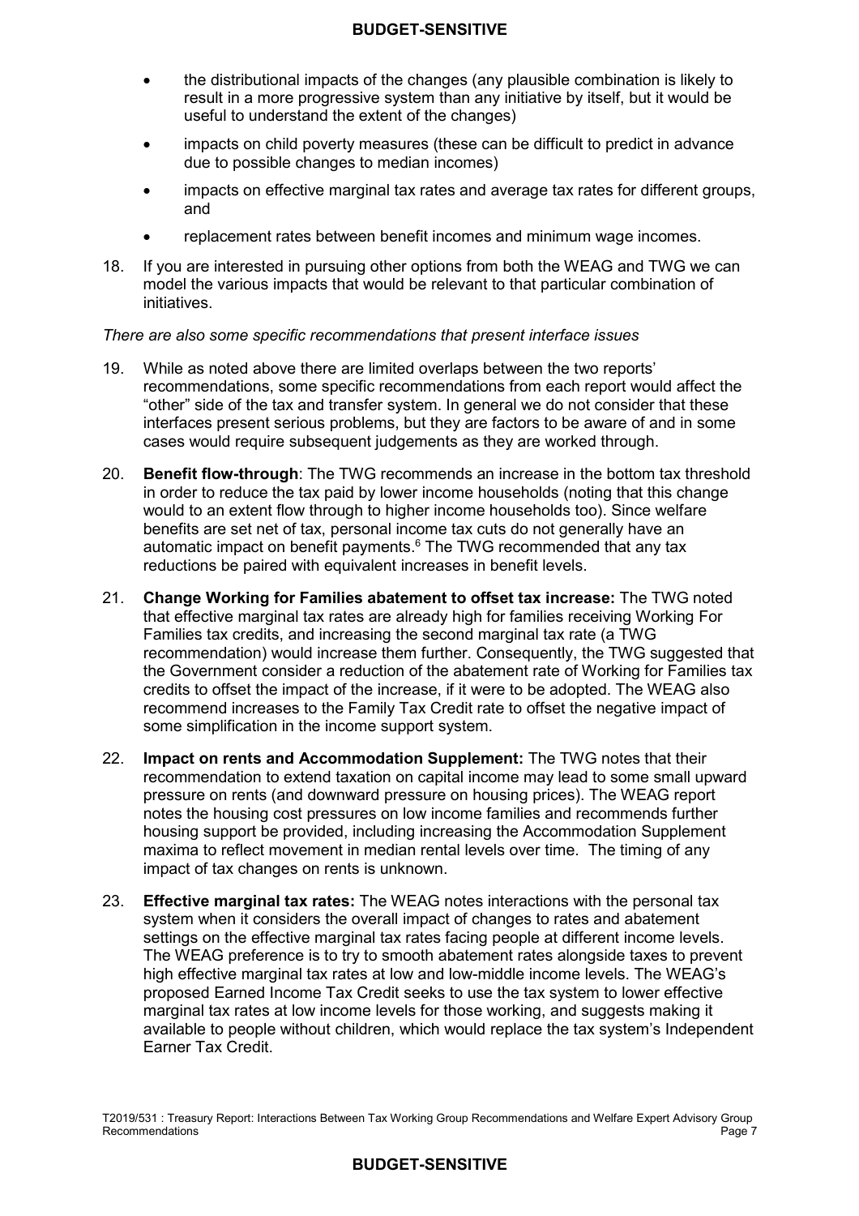- the distributional impacts of the changes (any plausible combination is likely to result in a more progressive system than any initiative by itself, but it would be useful to understand the extent of the changes)
- impacts on child poverty measures (these can be difficult to predict in advance due to possible changes to median incomes)
- impacts on effective marginal tax rates and average tax rates for different groups, and
- replacement rates between benefit incomes and minimum wage incomes.

18. If you are interested in pursuing other options from both the WEAG and TWG we can model the various impacts that would be relevant to that particular combination of initiatives.

*There are also some specific recommendations that present interface issues*

19. While as noted above there are limited overlaps between the two reports' recommendations, some specific recommendations from each report would affect the "other" side of the tax and transfer system. In general we do not consider that these interfaces present serious problems, but they are factors to be aware of and in some cases would require subsequent judgements as they are worked through.

20. **Benefit flow-through**: The TWG recommends an increase in the bottom tax threshold in order to reduce the tax paid by lower income households (noting that this change would to an extent flow through to higher income households too). Since welfare benefits are set net of tax, personal income tax cuts do not generally have an automatic impact on benefit payments.[6] The TWG recommended that any tax reductions be paired with equivalent increases in benefit levels.

21. **Change Working for Families abatement to offset tax increase:** The TWG noted that effective marginal tax rates are already high for families receiving Working For Families tax credits, and increasing the second marginal tax rate (a TWG recommendation) would increase them further. Consequently, the TWG suggested that the Government consider a reduction of the abatement rate of Working for Families tax credits to offset the impact of the increase, if it were to be adopted. The WEAG also recommend increases to the Family Tax Credit rate to offset the negative impact of some simplification in the income support system.

22. **Impact on rents and Accommodation Supplement:** The TWG notes that their recommendation to extend taxation on capital income may lead to some small upward pressure on rents (and downward pressure on housing prices). The WEAG report notes the housing cost pressures on low income families and recommends further housing support be provided, including increasing the Accommodation Supplement maxima to reflect movement in median rental levels over time. The timing of any impact of tax changes on rents is unknown.

23. **Effective marginal tax rates:** The WEAG notes interactions with the personal tax system when it considers the overall impact of changes to rates and abatement settings on the effective marginal tax rates facing people at different income levels. The WEAG preference is to try to smooth abatement rates alongside taxes to prevent high effective marginal tax rates at low and low-middle income levels. The WEAG's proposed Earned Income Tax Credit seeks to use the tax system to lower effective marginal tax rates at low income levels for those working, and suggests making it available to people without children, which would replace the tax system's Independent Earner Tax Credit.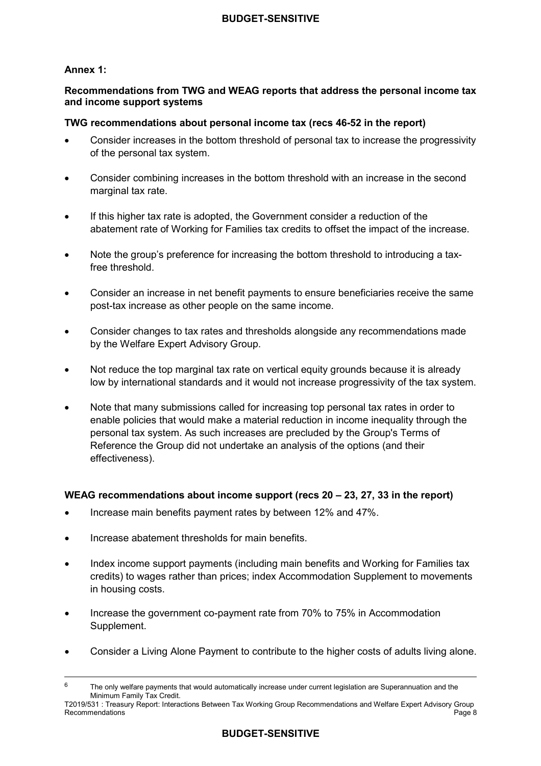**Annex 1:**

**Recommendations from TWG and WEAG reports that address the personal income tax and income support systems**

**TWG recommendations about personal income tax (recs 46-52 in the report)**

- Consider increases in the bottom threshold of personal tax to increase the progressivity of the personal tax system.
- Consider combining increases in the bottom threshold with an increase in the second marginal tax rate.
- If this higher tax rate is adopted, the Government consider a reduction of the abatement rate of Working for Families tax credits to offset the impact of the increase.
- Note the group's preference for increasing the bottom threshold to introducing a tax-free threshold.
- Consider an increase in net benefit payments to ensure beneficiaries receive the same post-tax increase as other people on the same income.
- Consider changes to tax rates and thresholds alongside any recommendations made by the Welfare Expert Advisory Group.
- Not reduce the top marginal tax rate on vertical equity grounds because it is already low by international standards and it would not increase progressivity of the tax system.
- Note that many submissions called for increasing top personal tax rates in order to enable policies that would make a material reduction in income inequality through the personal tax system. As such increases are precluded by the Group's Terms of Reference the Group did not undertake an analysis of the options (and their effectiveness).

**WEAG recommendations about income support (recs 20 – 23, 27, 33 in the report)**

- Increase main benefits payment rates by between 12% and 47%.
- Increase abatement thresholds for main benefits.
- Index income support payments (including main benefits and Working for Families tax credits) to wages rather than prices; index Accommodation Supplement to movements in housing costs.
- Increase the government co-payment rate from 70% to 75% in Accommodation Supplement.
- Consider a Living Alone Payment to contribute to the higher costs of adults living alone.

---

[6] The only welfare payments that would automatically increase under current legislation are Superannuation and the Minimum Family Tax Credit.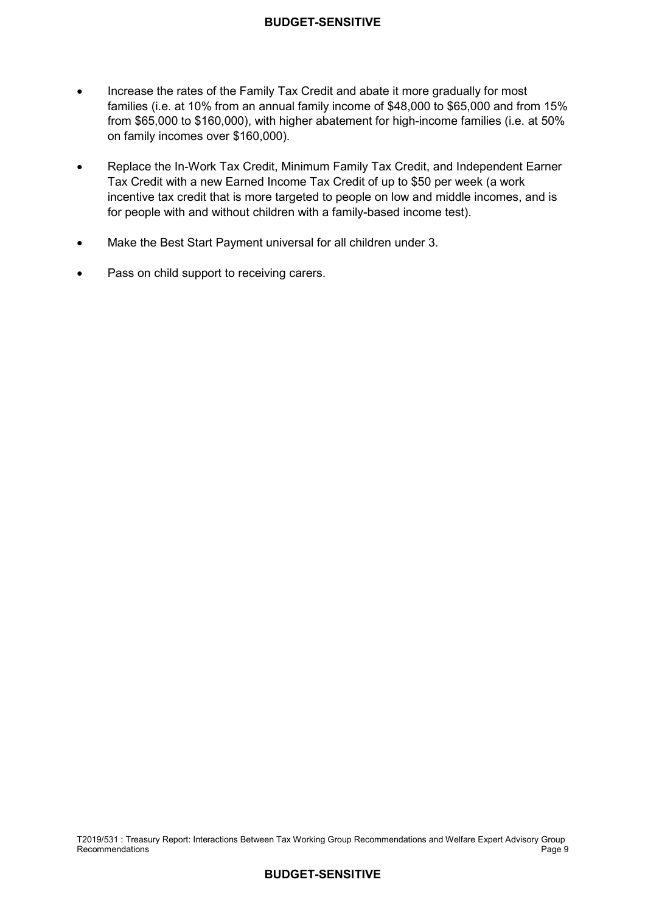- Increase the rates of the Family Tax Credit and abate it more gradually for most families (i.e. at 10% from an annual family income of $48,000 to $65,000 and from 15% from $65,000 to $160,000), with higher abatement for high-income families (i.e. at 50% on family incomes over $160,000).
- Replace the In-Work Tax Credit, Minimum Family Tax Credit, and Independent Earner Tax Credit with a new Earned Income Tax Credit of up to $50 per week (a work incentive tax credit that is more targeted to people on low and middle incomes, and is for people with and without children with a family-based income test).
- Make the Best Start Payment universal for all children under 3.
- Pass on child support to receiving carers.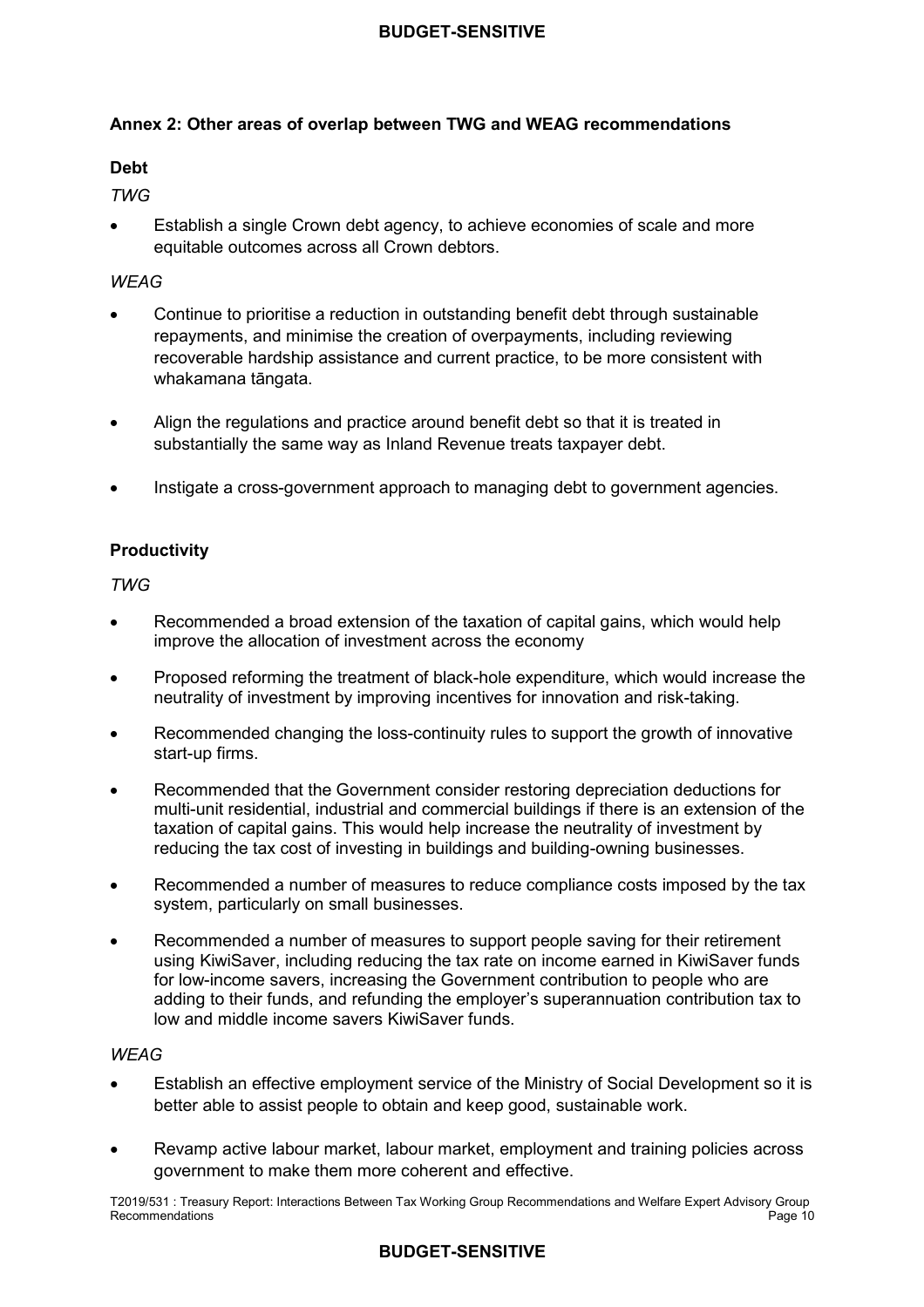## Annex 2: Other areas of overlap between TWG and WEAG recommendations

### Debt

*TWG*

- Establish a single Crown debt agency, to achieve economies of scale and more equitable outcomes across all Crown debtors.

*WEAG*

- Continue to prioritise a reduction in outstanding benefit debt through sustainable repayments, and minimise the creation of overpayments, including reviewing recoverable hardship assistance and current practice, to be more consistent with whakamana tāngata.
- Align the regulations and practice around benefit debt so that it is treated in substantially the same way as Inland Revenue treats taxpayer debt.
- Instigate a cross-government approach to managing debt to government agencies.

### Productivity

*TWG*

- Recommended a broad extension of the taxation of capital gains, which would help improve the allocation of investment across the economy
- Proposed reforming the treatment of black-hole expenditure, which would increase the neutrality of investment by improving incentives for innovation and risk-taking.
- Recommended changing the loss-continuity rules to support the growth of innovative start-up firms.
- Recommended that the Government consider restoring depreciation deductions for multi-unit residential, industrial and commercial buildings if there is an extension of the taxation of capital gains. This would help increase the neutrality of investment by reducing the tax cost of investing in buildings and building-owning businesses.
- Recommended a number of measures to reduce compliance costs imposed by the tax system, particularly on small businesses.
- Recommended a number of measures to support people saving for their retirement using KiwiSaver, including reducing the tax rate on income earned in KiwiSaver funds for low-income savers, increasing the Government contribution to people who are adding to their funds, and refunding the employer's superannuation contribution tax to low and middle income savers KiwiSaver funds.

*WEAG*

- Establish an effective employment service of the Ministry of Social Development so it is better able to assist people to obtain and keep good, sustainable work.
- Revamp active labour market, labour market, employment and training policies across government to make them more coherent and effective.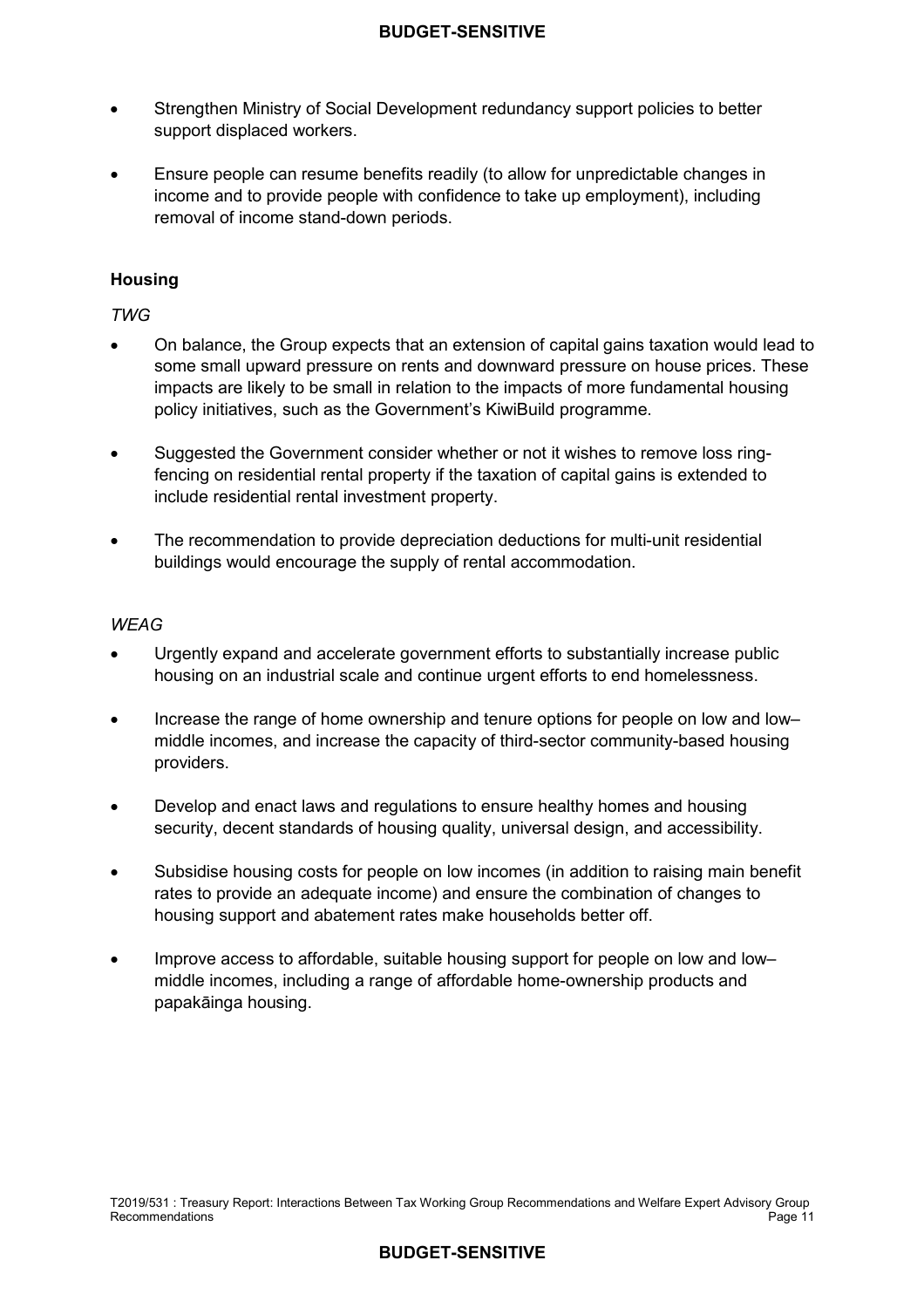- Strengthen Ministry of Social Development redundancy support policies to better support displaced workers.

- Ensure people can resume benefits readily (to allow for unpredictable changes in income and to provide people with confidence to take up employment), including removal of income stand-down periods.

### Housing

*TWG*

- On balance, the Group expects that an extension of capital gains taxation would lead to some small upward pressure on rents and downward pressure on house prices. These impacts are likely to be small in relation to the impacts of more fundamental housing policy initiatives, such as the Government's KiwiBuild programme.

- Suggested the Government consider whether or not it wishes to remove loss ring-fencing on residential rental property if the taxation of capital gains is extended to include residential rental investment property.

- The recommendation to provide depreciation deductions for multi-unit residential buildings would encourage the supply of rental accommodation.

*WEAG*

- Urgently expand and accelerate government efforts to substantially increase public housing on an industrial scale and continue urgent efforts to end homelessness.

- Increase the range of home ownership and tenure options for people on low and low–middle incomes, and increase the capacity of third-sector community-based housing providers.

- Develop and enact laws and regulations to ensure healthy homes and housing security, decent standards of housing quality, universal design, and accessibility.

- Subsidise housing costs for people on low incomes (in addition to raising main benefit rates to provide an adequate income) and ensure the combination of changes to housing support and abatement rates make households better off.

- Improve access to affordable, suitable housing support for people on low and low–middle incomes, including a range of affordable home-ownership products and papakāinga housing.